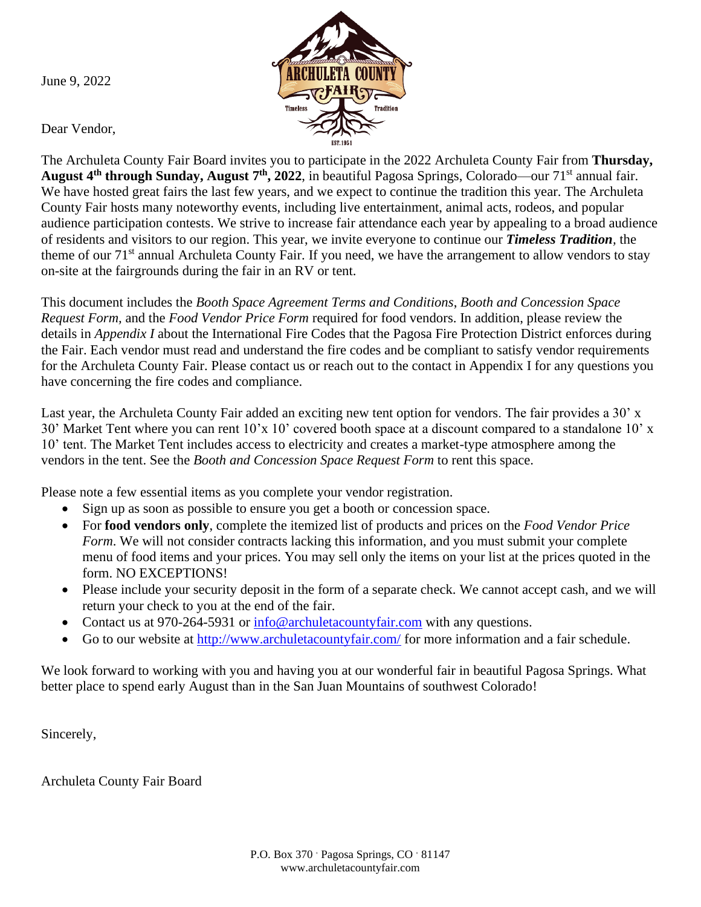June 9, 2022

Dear Vendor,

The Archuleta County Fair Board invites you to participate in the 2022 Archuleta County Fair from **Thursday, August 4th through Sunday, August 7th, 2022**, in beautiful Pagosa Springs, Colorado—our 71st annual fair. We have hosted great fairs the last few years, and we expect to continue the tradition this year. The Archuleta County Fair hosts many noteworthy events, including live entertainment, animal acts, rodeos, and popular audience participation contests. We strive to increase fair attendance each year by appealing to a broad audience of residents and visitors to our region. This year, we invite everyone to continue our ***Timeless Tradition***, the theme of our 71st annual Archuleta County Fair. If you need, we have the arrangement to allow vendors to stay on-site at the fairgrounds during the fair in an RV or tent.

This document includes the *Booth Space Agreement Terms and Conditions*, *Booth and Concession Space Request Form,* and the *Food Vendor Price Form* required for food vendors. In addition, please review the details in *Appendix I* about the International Fire Codes that the Pagosa Fire Protection District enforces during the Fair. Each vendor must read and understand the fire codes and be compliant to satisfy vendor requirements for the Archuleta County Fair. Please contact us or reach out to the contact in Appendix I for any questions you have concerning the fire codes and compliance.

Last year, the Archuleta County Fair added an exciting new tent option for vendors. The fair provides a 30' x 30' Market Tent where you can rent 10'x 10' covered booth space at a discount compared to a standalone 10' x 10' tent. The Market Tent includes access to electricity and creates a market-type atmosphere among the vendors in the tent. See the *Booth and Concession Space Request Form* to rent this space.

Please note a few essential items as you complete your vendor registration.

- Sign up as soon as possible to ensure you get a booth or concession space.
- For **food vendors only**, complete the itemized list of products and prices on the *Food Vendor Price Form*. We will not consider contracts lacking this information, and you must submit your complete menu of food items and your prices. You may sell only the items on your list at the prices quoted in the form. NO EXCEPTIONS!
- Please include your security deposit in the form of a separate check. We cannot accept cash, and we will return your check to you at the end of the fair.
- Contact us at 970-264-5931 or info@archuletacountyfair.com with any questions.
- Go to our website at http://www.archuletacountyfair.com/ for more information and a fair schedule.

We look forward to working with you and having you at our wonderful fair in beautiful Pagosa Springs. What better place to spend early August than in the San Juan Mountains of southwest Colorado!

Sincerely,

Archuleta County Fair Board

P.O. Box 370 • Pagosa Springs, CO • 81147
www.archuletacountyfair.com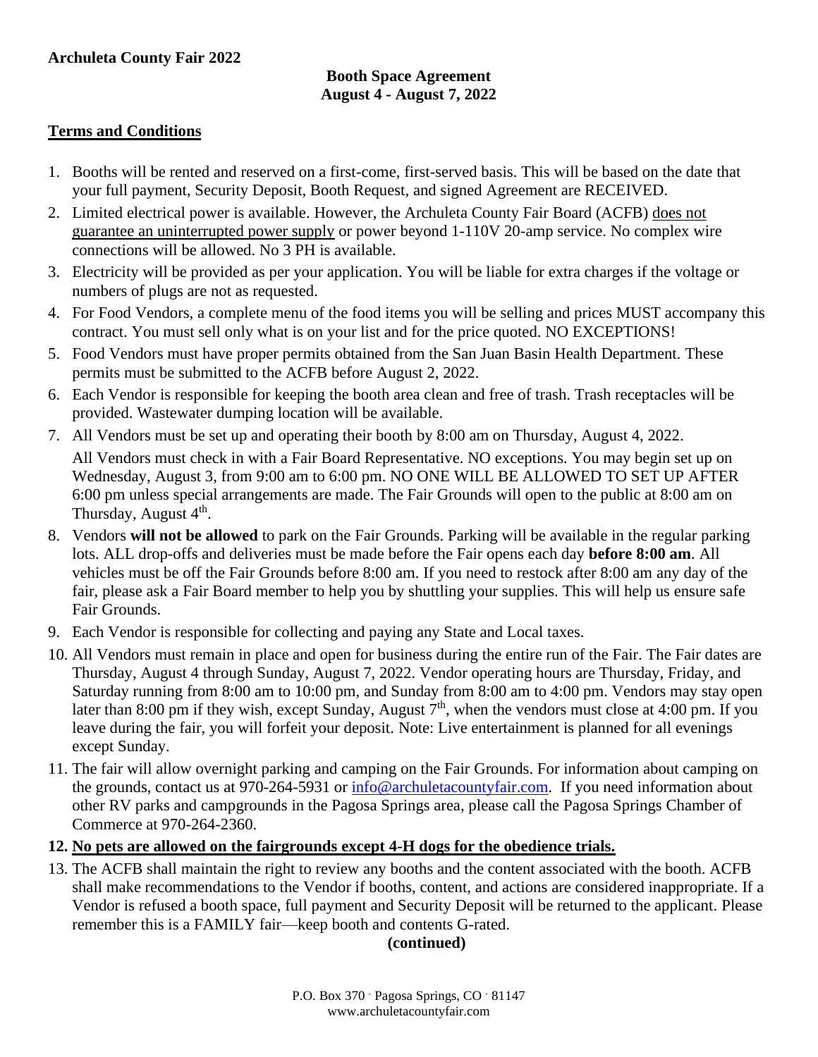**Archuleta County Fair 2022**

**Booth Space Agreement**
**August 4 - August 7, 2022**

## Terms and Conditions

1. Booths will be rented and reserved on a first-come, first-served basis. This will be based on the date that your full payment, Security Deposit, Booth Request, and signed Agreement are RECEIVED.
2. Limited electrical power is available. However, the Archuleta County Fair Board (ACFB) does not guarantee an uninterrupted power supply or power beyond 1-110V 20-amp service. No complex wire connections will be allowed. No 3 PH is available.
3. Electricity will be provided as per your application. You will be liable for extra charges if the voltage or numbers of plugs are not as requested.
4. For Food Vendors, a complete menu of the food items you will be selling and prices MUST accompany this contract. You must sell only what is on your list and for the price quoted. NO EXCEPTIONS!
5. Food Vendors must have proper permits obtained from the San Juan Basin Health Department. These permits must be submitted to the ACFB before August 2, 2022.
6. Each Vendor is responsible for keeping the booth area clean and free of trash. Trash receptacles will be provided. Wastewater dumping location will be available.
7. All Vendors must be set up and operating their booth by 8:00 am on Thursday, August 4, 2022.

   All Vendors must check in with a Fair Board Representative. NO exceptions. You may begin set up on Wednesday, August 3, from 9:00 am to 6:00 pm. NO ONE WILL BE ALLOWED TO SET UP AFTER 6:00 pm unless special arrangements are made. The Fair Grounds will open to the public at 8:00 am on Thursday, August 4th.
8. Vendors **will not be allowed** to park on the Fair Grounds. Parking will be available in the regular parking lots. ALL drop-offs and deliveries must be made before the Fair opens each day **before 8:00 am**. All vehicles must be off the Fair Grounds before 8:00 am. If you need to restock after 8:00 am any day of the fair, please ask a Fair Board member to help you by shuttling your supplies. This will help us ensure safe Fair Grounds.
9. Each Vendor is responsible for collecting and paying any State and Local taxes.
10. All Vendors must remain in place and open for business during the entire run of the Fair. The Fair dates are Thursday, August 4 through Sunday, August 7, 2022. Vendor operating hours are Thursday, Friday, and Saturday running from 8:00 am to 10:00 pm, and Sunday from 8:00 am to 4:00 pm. Vendors may stay open later than 8:00 pm if they wish, except Sunday, August 7th, when the vendors must close at 4:00 pm. If you leave during the fair, you will forfeit your deposit. Note: Live entertainment is planned for all evenings except Sunday.
11. The fair will allow overnight parking and camping on the Fair Grounds. For information about camping on the grounds, contact us at 970-264-5931 or info@archuletacountyfair.com. If you need information about other RV parks and campgrounds in the Pagosa Springs area, please call the Pagosa Springs Chamber of Commerce at 970-264-2360.
12. **No pets are allowed on the fairgrounds except 4-H dogs for the obedience trials.**
13. The ACFB shall maintain the right to review any booths and the content associated with the booth. ACFB shall make recommendations to the Vendor if booths, content, and actions are considered inappropriate. If a Vendor is refused a booth space, full payment and Security Deposit will be returned to the applicant. Please remember this is a FAMILY fair—keep booth and contents G-rated.

**(continued)**

P.O. Box 370 · Pagosa Springs, CO · 81147
www.archuletacountyfair.com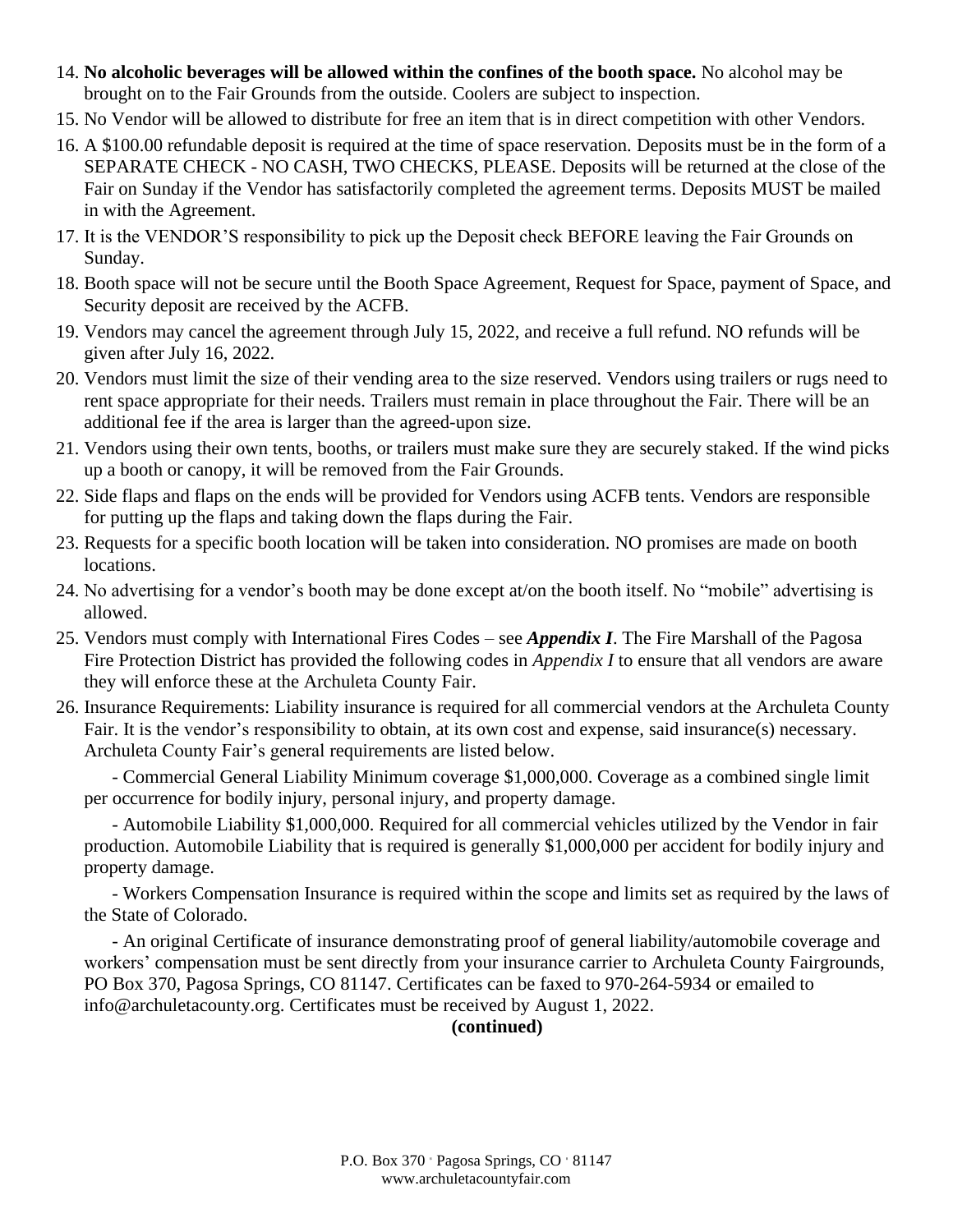14. **No alcoholic beverages will be allowed within the confines of the booth space.** No alcohol may be brought on to the Fair Grounds from the outside. Coolers are subject to inspection.
15. No Vendor will be allowed to distribute for free an item that is in direct competition with other Vendors.
16. A $100.00 refundable deposit is required at the time of space reservation. Deposits must be in the form of a SEPARATE CHECK - NO CASH, TWO CHECKS, PLEASE. Deposits will be returned at the close of the Fair on Sunday if the Vendor has satisfactorily completed the agreement terms. Deposits MUST be mailed in with the Agreement.
17. It is the VENDOR'S responsibility to pick up the Deposit check BEFORE leaving the Fair Grounds on Sunday.
18. Booth space will not be secure until the Booth Space Agreement, Request for Space, payment of Space, and Security deposit are received by the ACFB.
19. Vendors may cancel the agreement through July 15, 2022, and receive a full refund. NO refunds will be given after July 16, 2022.
20. Vendors must limit the size of their vending area to the size reserved. Vendors using trailers or rugs need to rent space appropriate for their needs. Trailers must remain in place throughout the Fair. There will be an additional fee if the area is larger than the agreed-upon size.
21. Vendors using their own tents, booths, or trailers must make sure they are securely staked. If the wind picks up a booth or canopy, it will be removed from the Fair Grounds.
22. Side flaps and flaps on the ends will be provided for Vendors using ACFB tents. Vendors are responsible for putting up the flaps and taking down the flaps during the Fair.
23. Requests for a specific booth location will be taken into consideration. NO promises are made on booth locations.
24. No advertising for a vendor's booth may be done except at/on the booth itself. No "mobile" advertising is allowed.
25. Vendors must comply with International Fires Codes – see ***Appendix I***. The Fire Marshall of the Pagosa Fire Protection District has provided the following codes in *Appendix I* to ensure that all vendors are aware they will enforce these at the Archuleta County Fair.
26. Insurance Requirements: Liability insurance is required for all commercial vendors at the Archuleta County Fair. It is the vendor's responsibility to obtain, at its own cost and expense, said insurance(s) necessary. Archuleta County Fair's general requirements are listed below.

    - Commercial General Liability Minimum coverage $1,000,000. Coverage as a combined single limit per occurrence for bodily injury, personal injury, and property damage.

    - Automobile Liability $1,000,000. Required for all commercial vehicles utilized by the Vendor in fair production. Automobile Liability that is required is generally $1,000,000 per accident for bodily injury and property damage.

    - Workers Compensation Insurance is required within the scope and limits set as required by the laws of the State of Colorado.

    - An original Certificate of insurance demonstrating proof of general liability/automobile coverage and workers' compensation must be sent directly from your insurance carrier to Archuleta County Fairgrounds, PO Box 370, Pagosa Springs, CO 81147. Certificates can be faxed to 970-264-5934 or emailed to info@archuletacounty.org. Certificates must be received by August 1, 2022.

**(continued)**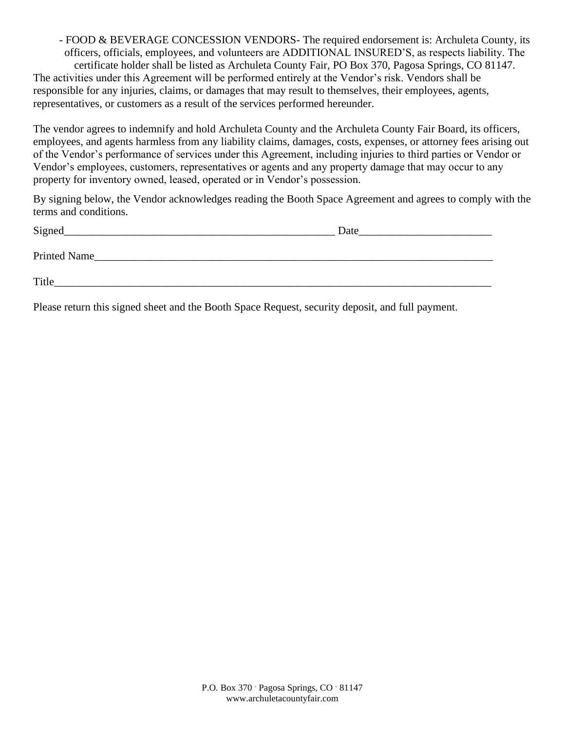- FOOD & BEVERAGE CONCESSION VENDORS- The required endorsement is: Archuleta County, its officers, officials, employees, and volunteers are ADDITIONAL INSURED'S, as respects liability. The certificate holder shall be listed as Archuleta County Fair, PO Box 370, Pagosa Springs, CO 81147.

The activities under this Agreement will be performed entirely at the Vendor's risk. Vendors shall be responsible for any injuries, claims, or damages that may result to themselves, their employees, agents, representatives, or customers as a result of the services performed hereunder.

The vendor agrees to indemnify and hold Archuleta County and the Archuleta County Fair Board, its officers, employees, and agents harmless from any liability claims, damages, costs, expenses, or attorney fees arising out of the Vendor's performance of services under this Agreement, including injuries to third parties or Vendor or Vendor's employees, customers, representatives or agents and any property damage that may occur to any property for inventory owned, leased, operated or in Vendor's possession.

By signing below, the Vendor acknowledges reading the Booth Space Agreement and agrees to comply with the terms and conditions.

Signed___________________________________________________ Date________________________

Printed Name____________________________________________________________________________

Title___________________________________________________________________________________

Please return this signed sheet and the Booth Space Request, security deposit, and full payment.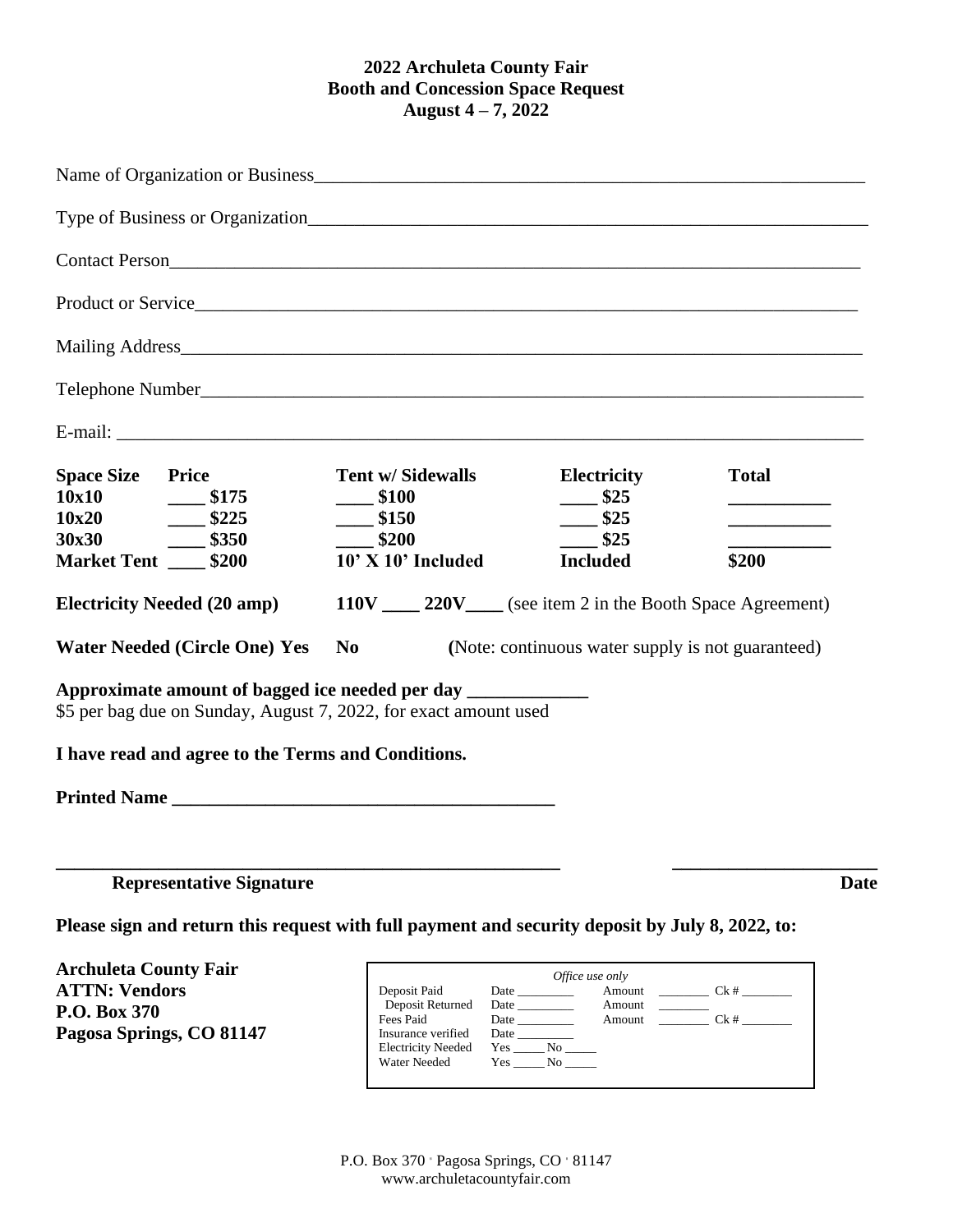**2022 Archuleta County Fair**
**Booth and Concession Space Request**
**August 4 – 7, 2022**

Name of Organization or Business_______________________________________________

Type of Business or Organization_______________________________________________

Contact Person_______________________________________________________________

Product or Service____________________________________________________________

Mailing Address______________________________________________________________

Telephone Number____________________________________________________________

E-mail: _____________________________________________________________________

| Space Size | Price | Tent w/ Sidewalls | Electricity | Total |
|---|---|---|---|---|
| 10x10 | ____ $175 | ____ $100 | ____ $25 | __________ |
| 10x20 | ____ $225 | ____ $150 | ____ $25 | __________ |
| 30x30 | ____ $350 | ____ $200 | ____ $25 | __________ |
| Market Tent | ____ $200 | 10' X 10' Included | Included | $200 |

**Electricity Needed (20 amp)** **110V ____ 220V____** (see item 2 in the Booth Space Agreement)

**Water Needed (Circle One) Yes No** **(**Note: continuous water supply is not guaranteed)

**Approximate amount of bagged ice needed per day _____________**
$5 per bag due on Sunday, August 7, 2022, for exact amount used

**I have read and agree to the Terms and Conditions.**

**Printed Name ________________________________________**

**_____________________________________________** **_____________________**
**Representative Signature** **Date**

**Please sign and return this request with full payment and security deposit by July 8, 2022, to:**

**Archuleta County Fair**
**ATTN: Vendors**
**P.O. Box 370**
**Pagosa Springs, CO 81147**

| *Office use only* | | | |
|---|---|---|---|
| Deposit Paid | Date ________ | Amount ________ | Ck # ________ |
| Deposit Returned | Date ________ | Amount ________ | |
| Fees Paid | Date ________ | Amount ________ | Ck # ________ |
| Insurance verified | Date ________ | | |
| Electricity Needed | Yes _____ No _____ | | |
| Water Needed | Yes _____ No _____ | | |

P.O. Box 370 • Pagosa Springs, CO • 81147
www.archuletacountyfair.com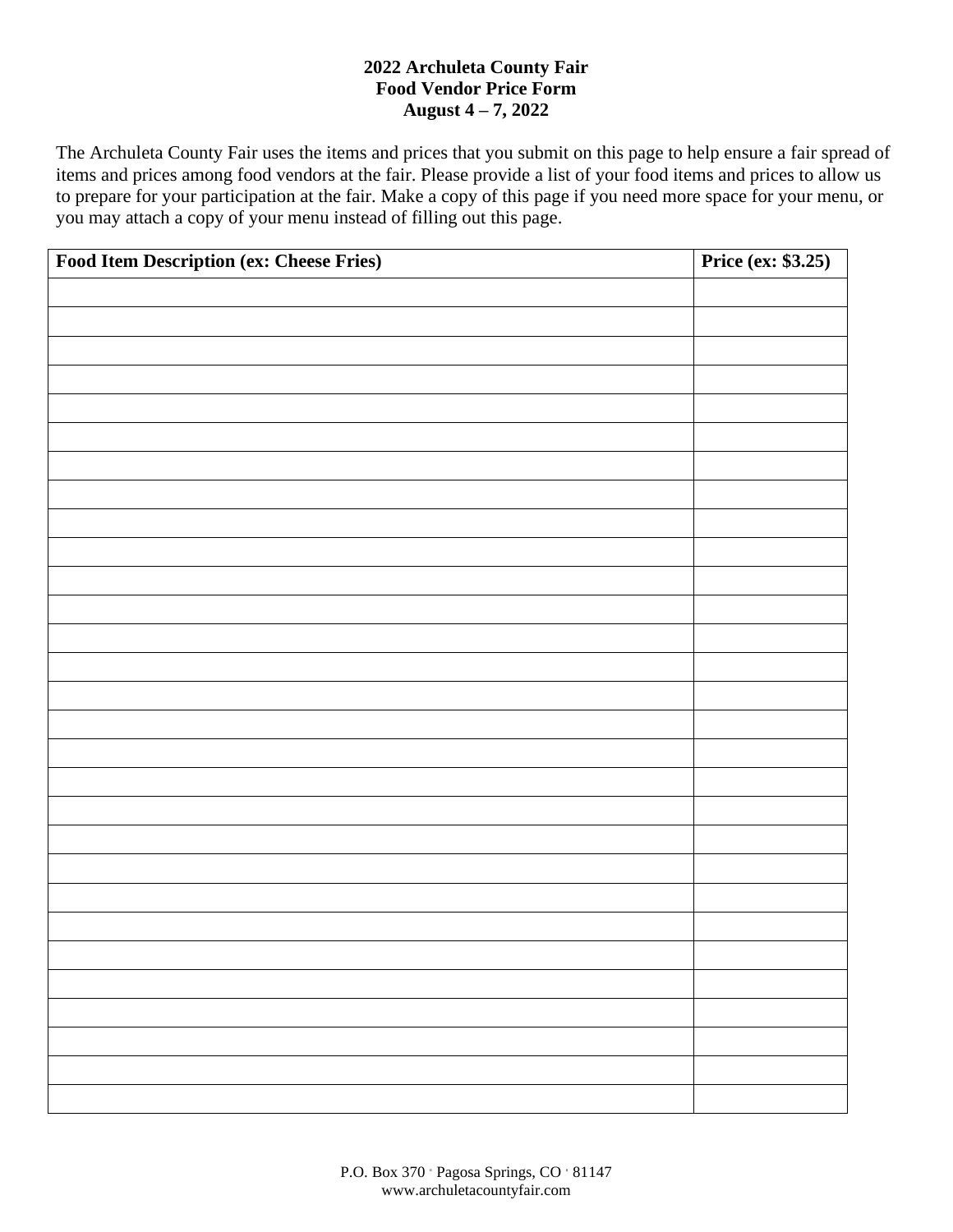**2022 Archuleta County Fair**
**Food Vendor Price Form**
**August 4 – 7, 2022**

The Archuleta County Fair uses the items and prices that you submit on this page to help ensure a fair spread of items and prices among food vendors at the fair. Please provide a list of your food items and prices to allow us to prepare for your participation at the fair. Make a copy of this page if you need more space for your menu, or you may attach a copy of your menu instead of filling out this page.

| **Food Item Description (ex: Cheese Fries)** | **Price (ex: $3.25)** |
|---|---|
| | |
| | |
| | |
| | |
| | |
| | |
| | |
| | |
| | |
| | |
| | |
| | |
| | |
| | |
| | |
| | |
| | |
| | |
| | |
| | |
| | |
| | |
| | |
| | |
| | |
| | |
| | |
| | |
| | |

P.O. Box 370 ◦ Pagosa Springs, CO ◦ 81147
www.archuletacountyfair.com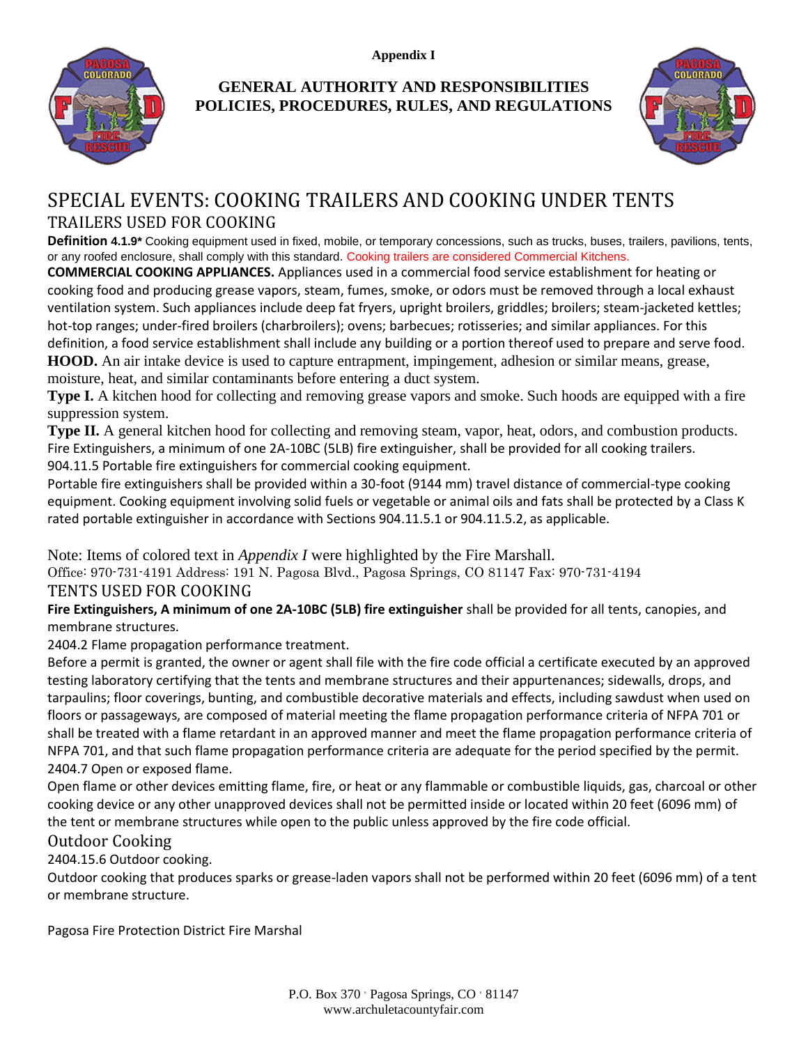Appendix I

**GENERAL AUTHORITY AND RESPONSIBILITIES**
**POLICIES, PROCEDURES, RULES, AND REGULATIONS**

# SPECIAL EVENTS: COOKING TRAILERS AND COOKING UNDER TENTS

## TRAILERS USED FOR COOKING

**Definition 4.1.9*** Cooking equipment used in fixed, mobile, or temporary concessions, such as trucks, buses, trailers, pavilions, tents, or any roofed enclosure, shall comply with this standard. Cooking trailers are considered Commercial Kitchens.

**COMMERCIAL COOKING APPLIANCES.** Appliances used in a commercial food service establishment for heating or cooking food and producing grease vapors, steam, fumes, smoke, or odors must be removed through a local exhaust ventilation system. Such appliances include deep fat fryers, upright broilers, griddles; broilers; steam-jacketed kettles; hot-top ranges; under-fired broilers (charbroilers); ovens; barbecues; rotisseries; and similar appliances. For this definition, a food service establishment shall include any building or a portion thereof used to prepare and serve food.

**HOOD.** An air intake device is used to capture entrapment, impingement, adhesion or similar means, grease, moisture, heat, and similar contaminants before entering a duct system.

**Type I.** A kitchen hood for collecting and removing grease vapors and smoke. Such hoods are equipped with a fire suppression system.

**Type II.** A general kitchen hood for collecting and removing steam, vapor, heat, odors, and combustion products.

Fire Extinguishers, a minimum of one 2A-10BC (5LB) fire extinguisher, shall be provided for all cooking trailers.

904.11.5 Portable fire extinguishers for commercial cooking equipment.

Portable fire extinguishers shall be provided within a 30-foot (9144 mm) travel distance of commercial-type cooking equipment. Cooking equipment involving solid fuels or vegetable or animal oils and fats shall be protected by a Class K rated portable extinguisher in accordance with Sections 904.11.5.1 or 904.11.5.2, as applicable.

Note: Items of colored text in *Appendix I* were highlighted by the Fire Marshall.

Office: 970-731-4191 Address: 191 N. Pagosa Blvd., Pagosa Springs, CO 81147 Fax: 970-731-4194

## TENTS USED FOR COOKING

**Fire Extinguishers, A minimum of one 2A-10BC (5LB) fire extinguisher** shall be provided for all tents, canopies, and membrane structures.

2404.2 Flame propagation performance treatment.

Before a permit is granted, the owner or agent shall file with the fire code official a certificate executed by an approved testing laboratory certifying that the tents and membrane structures and their appurtenances; sidewalls, drops, and tarpaulins; floor coverings, bunting, and combustible decorative materials and effects, including sawdust when used on floors or passageways, are composed of material meeting the flame propagation performance criteria of NFPA 701 or shall be treated with a flame retardant in an approved manner and meet the flame propagation performance criteria of NFPA 701, and that such flame propagation performance criteria are adequate for the period specified by the permit.

2404.7 Open or exposed flame.

Open flame or other devices emitting flame, fire, or heat or any flammable or combustible liquids, gas, charcoal or other cooking device or any other unapproved devices shall not be permitted inside or located within 20 feet (6096 mm) of the tent or membrane structures while open to the public unless approved by the fire code official.

## Outdoor Cooking

2404.15.6 Outdoor cooking.

Outdoor cooking that produces sparks or grease-laden vapors shall not be performed within 20 feet (6096 mm) of a tent or membrane structure.

Pagosa Fire Protection District Fire Marshal